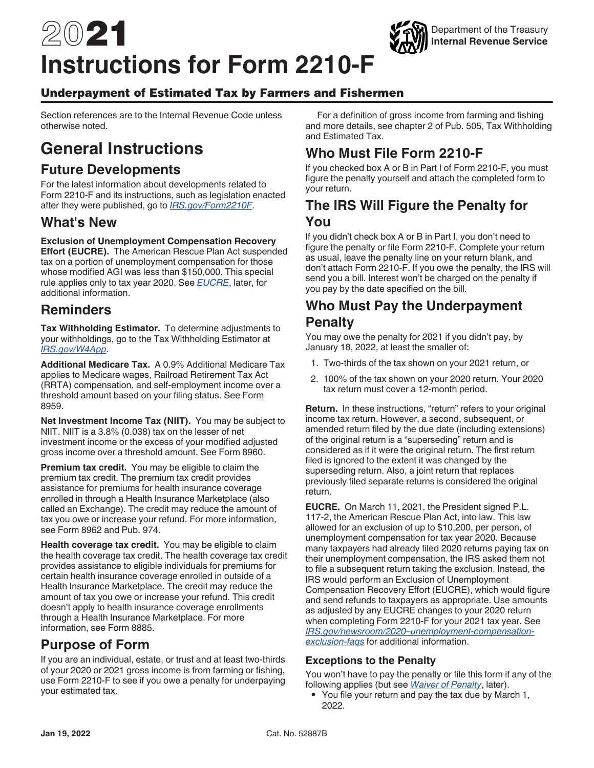# 2021 Instructions for Form 2210-F

Department of the Treasury
**Internal Revenue Service**

## Underpayment of Estimated Tax by Farmers and Fishermen

Section references are to the Internal Revenue Code unless otherwise noted.

# General Instructions

## Future Developments

For the latest information about developments related to Form 2210-F and its instructions, such as legislation enacted after they were published, go to *IRS.gov/Form2210F*.

## What's New

**Exclusion of Unemployment Compensation Recovery Effort (EUCRE).** The American Rescue Plan Act suspended tax on a portion of unemployment compensation for those whose modified AGI was less than $150,000. This special rule applies only to tax year 2020. See *EUCRE*, later, for additional information.

## Reminders

**Tax Withholding Estimator.** To determine adjustments to your withholdings, go to the Tax Withholding Estimator at *IRS.gov/W4App*.

**Additional Medicare Tax.** A 0.9% Additional Medicare Tax applies to Medicare wages, Railroad Retirement Tax Act (RRTA) compensation, and self-employment income over a threshold amount based on your filing status. See Form 8959.

**Net Investment Income Tax (NIIT).** You may be subject to NIIT. NIIT is a 3.8% (0.038) tax on the lesser of net investment income or the excess of your modified adjusted gross income over a threshold amount. See Form 8960.

**Premium tax credit.** You may be eligible to claim the premium tax credit. The premium tax credit provides assistance for premiums for health insurance coverage enrolled in through a Health Insurance Marketplace (also called an Exchange). The credit may reduce the amount of tax you owe or increase your refund. For more information, see Form 8962 and Pub. 974.

**Health coverage tax credit.** You may be eligible to claim the health coverage tax credit. The health coverage tax credit provides assistance to eligible individuals for premiums for certain health insurance coverage enrolled in outside of a Health Insurance Marketplace. The credit may reduce the amount of tax you owe or increase your refund. This credit doesn't apply to health insurance coverage enrollments through a Health Insurance Marketplace. For more information, see Form 8885.

## Purpose of Form

If you are an individual, estate, or trust and at least two-thirds of your 2020 or 2021 gross income is from farming or fishing, use Form 2210-F to see if you owe a penalty for underpaying your estimated tax.

For a definition of gross income from farming and fishing and more details, see chapter 2 of Pub. 505, Tax Withholding and Estimated Tax.

## Who Must File Form 2210-F

If you checked box A or B in Part I of Form 2210-F, you must figure the penalty yourself and attach the completed form to your return.

## The IRS Will Figure the Penalty for You

If you didn't check box A or B in Part I, you don't need to figure the penalty or file Form 2210-F. Complete your return as usual, leave the penalty line on your return blank, and don't attach Form 2210-F. If you owe the penalty, the IRS will send you a bill. Interest won't be charged on the penalty if you pay by the date specified on the bill.

## Who Must Pay the Underpayment Penalty

You may owe the penalty for 2021 if you didn't pay, by January 18, 2022, at least the smaller of:

1. Two-thirds of the tax shown on your 2021 return, or
2. 100% of the tax shown on your 2020 return. Your 2020 tax return must cover a 12-month period.

**Return.** In these instructions, "return" refers to your original income tax return. However, a second, subsequent, or amended return filed by the due date (including extensions) of the original return is a "superseding" return and is considered as if it were the original return. The first return filed is ignored to the extent it was changed by the superseding return. Also, a joint return that replaces previously filed separate returns is considered the original return.

**EUCRE.** On March 11, 2021, the President signed P.L. 117-2, the American Rescue Plan Act, into law. This law allowed for an exclusion of up to $10,200, per person, of unemployment compensation for tax year 2020. Because many taxpayers had already filed 2020 returns paying tax on their unemployment compensation, the IRS asked them not to file a subsequent return taking the exclusion. Instead, the IRS would perform an Exclusion of Unemployment Compensation Recovery Effort (EUCRE), which would figure and send refunds to taxpayers as appropriate. Use amounts as adjusted by any EUCRE changes to your 2020 return when completing Form 2210-F for your 2021 tax year. See *IRS.gov/newsroom/2020–unemployment-compensation-exclusion-faqs* for additional information.

### Exceptions to the Penalty

You won't have to pay the penalty or file this form if any of the following applies (but see *Waiver of Penalty*, later).

- You file your return and pay the tax due by March 1, 2022.

Jan 19, 2022 Cat. No. 52887B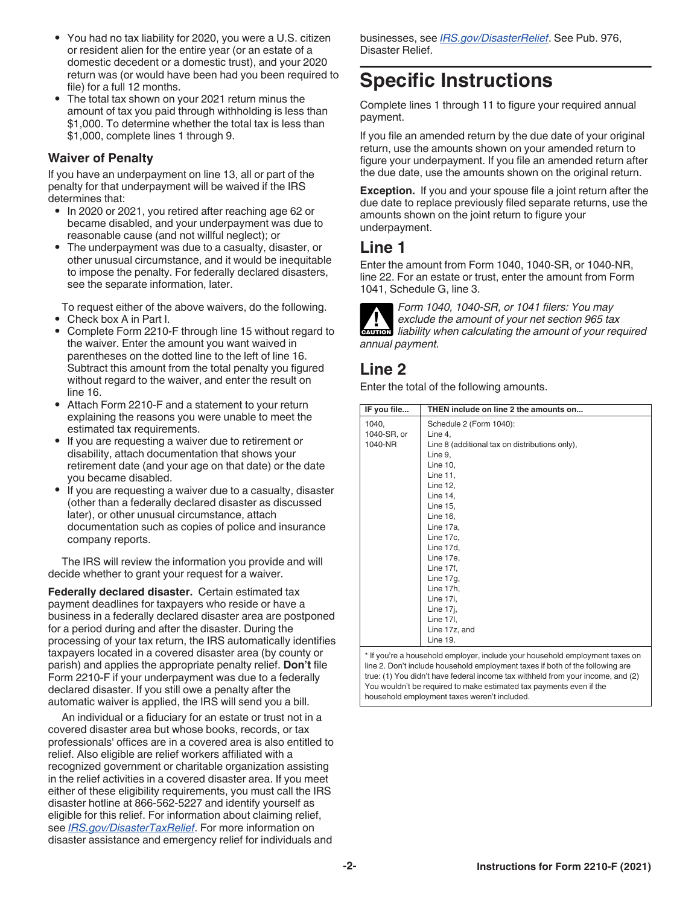- You had no tax liability for 2020, you were a U.S. citizen or resident alien for the entire year (or an estate of a domestic decedent or a domestic trust), and your 2020 return was (or would have been had you been required to file) for a full 12 months.
- The total tax shown on your 2021 return minus the amount of tax you paid through withholding is less than $1,000. To determine whether the total tax is less than $1,000, complete lines 1 through 9.

### Waiver of Penalty

If you have an underpayment on line 13, all or part of the penalty for that underpayment will be waived if the IRS determines that:

- In 2020 or 2021, you retired after reaching age 62 or became disabled, and your underpayment was due to reasonable cause (and not willful neglect); or
- The underpayment was due to a casualty, disaster, or other unusual circumstance, and it would be inequitable to impose the penalty. For federally declared disasters, see the separate information, later.

To request either of the above waivers, do the following.

- Check box A in Part I.
- Complete Form 2210-F through line 15 without regard to the waiver. Enter the amount you want waived in parentheses on the dotted line to the left of line 16. Subtract this amount from the total penalty you figured without regard to the waiver, and enter the result on line 16.
- Attach Form 2210-F and a statement to your return explaining the reasons you were unable to meet the estimated tax requirements.
- If you are requesting a waiver due to retirement or disability, attach documentation that shows your retirement date (and your age on that date) or the date you became disabled.
- If you are requesting a waiver due to a casualty, disaster (other than a federally declared disaster as discussed later), or other unusual circumstance, attach documentation such as copies of police and insurance company reports.

The IRS will review the information you provide and will decide whether to grant your request for a waiver.

**Federally declared disaster.** Certain estimated tax payment deadlines for taxpayers who reside or have a business in a federally declared disaster area are postponed for a period during and after the disaster. During the processing of your tax return, the IRS automatically identifies taxpayers located in a covered disaster area (by county or parish) and applies the appropriate penalty relief. **Don't** file Form 2210-F if your underpayment was due to a federally declared disaster. If you still owe a penalty after the automatic waiver is applied, the IRS will send you a bill.

An individual or a fiduciary for an estate or trust not in a covered disaster area but whose books, records, or tax professionals' offices are in a covered area is also entitled to relief. Also eligible are relief workers affiliated with a recognized government or charitable organization assisting in the relief activities in a covered disaster area. If you meet either of these eligibility requirements, you must call the IRS disaster hotline at 866-562-5227 and identify yourself as eligible for this relief. For information about claiming relief, see *IRS.gov/DisasterTaxRelief*. For more information on disaster assistance and emergency relief for individuals and businesses, see *IRS.gov/DisasterRelief*. See Pub. 976, Disaster Relief.

# Specific Instructions

Complete lines 1 through 11 to figure your required annual payment.

If you file an amended return by the due date of your original return, use the amounts shown on your amended return to figure your underpayment. If you file an amended return after the due date, use the amounts shown on the original return.

**Exception.** If you and your spouse file a joint return after the due date to replace previously filed separate returns, use the amounts shown on the joint return to figure your underpayment.

## Line 1

Enter the amount from Form 1040, 1040-SR, or 1040-NR, line 22. For an estate or trust, enter the amount from Form 1041, Schedule G, line 3.

**CAUTION:** *Form 1040, 1040-SR, or 1041 filers: You may exclude the amount of your net section 965 tax liability when calculating the amount of your required annual payment.*

## Line 2

Enter the total of the following amounts.

| IF you file... | THEN include on line 2 the amounts on... |
|---|---|
| 1040, 1040-SR, or 1040-NR | Schedule 2 (Form 1040): Line 4, Line 8 (additional tax on distributions only), Line 9, Line 10, Line 11, Line 12, Line 14, Line 15, Line 16, Line 17a, Line 17c, Line 17d, Line 17e, Line 17f, Line 17g, Line 17h, Line 17i, Line 17j, Line 17l, Line 17z, and Line 19. |

\* If you're a household employer, include your household employment taxes on line 2. Don't include household employment taxes if both of the following are true: (1) You didn't have federal income tax withheld from your income, and (2) You wouldn't be required to make estimated tax payments even if the household employment taxes weren't included.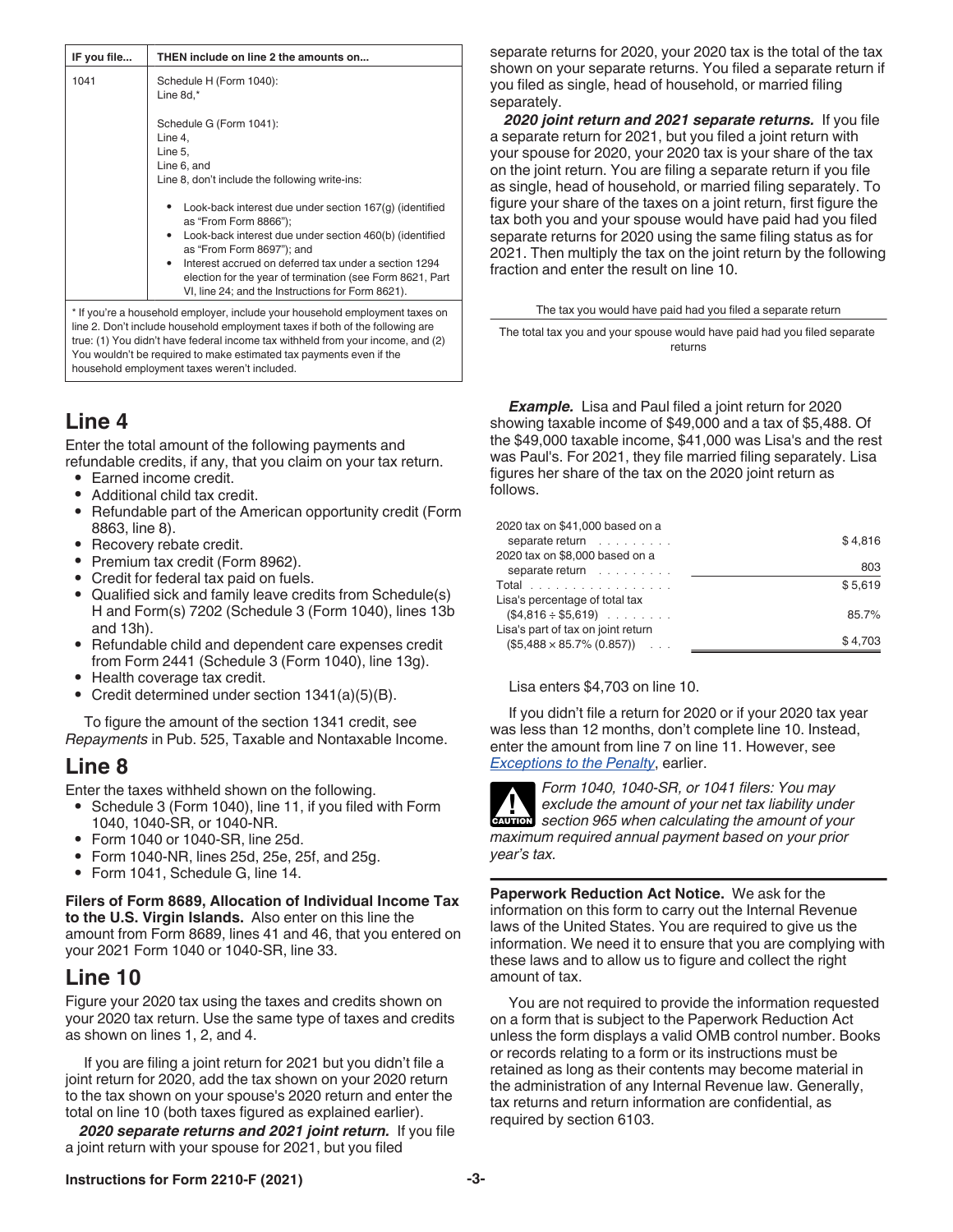| IF you file... | THEN include on line 2 the amounts on... |
| --- | --- |
| 1041 | Schedule H (Form 1040): Line 8d,* <br><br> Schedule G (Form 1041): Line 4, Line 5, Line 6, and Line 8, don't include the following write-ins: <br> • Look-back interest due under section 167(g) (identified as “From Form 8866”); <br> • Look-back interest due under section 460(b) (identified as “From Form 8697”); and <br> • Interest accrued on deferred tax under a section 1294 election for the year of termination (see Form 8621, Part VI, line 24; and the Instructions for Form 8621). |

\* If you're a household employer, include your household employment taxes on line 2. Don't include household employment taxes if both of the following are true: (1) You didn't have federal income tax withheld from your income, and (2) You wouldn't be required to make estimated tax payments even if the household employment taxes weren't included.

## Line 4

Enter the total amount of the following payments and refundable credits, if any, that you claim on your tax return.

- Earned income credit.
- Additional child tax credit.
- Refundable part of the American opportunity credit (Form 8863, line 8).
- Recovery rebate credit.
- Premium tax credit (Form 8962).
- Credit for federal tax paid on fuels.
- Qualified sick and family leave credits from Schedule(s) H and Form(s) 7202 (Schedule 3 (Form 1040), lines 13b and 13h).
- Refundable child and dependent care expenses credit from Form 2441 (Schedule 3 (Form 1040), line 13g).
- Health coverage tax credit.
- Credit determined under section 1341(a)(5)(B).

To figure the amount of the section 1341 credit, see *Repayments* in Pub. 525, Taxable and Nontaxable Income.

## Line 8

Enter the taxes withheld shown on the following.

- Schedule 3 (Form 1040), line 11, if you filed with Form 1040, 1040-SR, or 1040-NR.
- Form 1040 or 1040-SR, line 25d.
- Form 1040-NR, lines 25d, 25e, 25f, and 25g.
- Form 1041, Schedule G, line 14.

**Filers of Form 8689, Allocation of Individual Income Tax to the U.S. Virgin Islands.** Also enter on this line the amount from Form 8689, lines 41 and 46, that you entered on your 2021 Form 1040 or 1040-SR, line 33.

## Line 10

Figure your 2020 tax using the taxes and credits shown on your 2020 tax return. Use the same type of taxes and credits as shown on lines 1, 2, and 4.

If you are filing a joint return for 2021 but you didn't file a joint return for 2020, add the tax shown on your 2020 return to the tax shown on your spouse's 2020 return and enter the total on line 10 (both taxes figured as explained earlier).

***2020 separate returns and 2021 joint return.*** If you file a joint return with your spouse for 2021, but you filed separate returns for 2020, your 2020 tax is the total of the tax shown on your separate returns. You filed a separate return if you filed as single, head of household, or married filing separately.

***2020 joint return and 2021 separate returns.*** If you file a separate return for 2021, but you filed a joint return with your spouse for 2020, your 2020 tax is your share of the tax on the joint return. You are filing a separate return if you file as single, head of household, or married filing separately. To figure your share of the taxes on a joint return, first figure the tax both you and your spouse would have paid had you filed separate returns for 2020 using the same filing status as for 2021. Then multiply the tax on the joint return by the following fraction and enter the result on line 10.

$$\frac{\text{The tax you would have paid had you filed a separate return}}{\text{The total tax you and your spouse would have paid had you filed separate returns}}$$

***Example.*** Lisa and Paul filed a joint return for 2020 showing taxable income of $49,000 and a tax of $5,488. Of the $49,000 taxable income, $41,000 was Lisa's and the rest was Paul's. For 2021, they file married filing separately. Lisa figures her share of the tax on the 2020 joint return as follows.

| | |
| --- | --- |
| 2020 tax on $41,000 based on a separate return | $4,816 |
| 2020 tax on $8,000 based on a separate return | 803 |
| Total | $5,619 |
| Lisa's percentage of total tax ($4,816 ÷ $5,619) | 85.7% |
| Lisa's part of tax on joint return ($5,488 × 85.7% (0.857)) | $4,703 |

Lisa enters $4,703 on line 10.

If you didn't file a return for 2020 or if your 2020 tax year was less than 12 months, don't complete line 10. Instead, enter the amount from line 7 on line 11. However, see *Exceptions to the Penalty*, earlier.

**CAUTION:** *Form 1040, 1040-SR, or 1041 filers: You may exclude the amount of your net tax liability under section 965 when calculating the amount of your maximum required annual payment based on your prior year's tax.*

**Paperwork Reduction Act Notice.** We ask for the information on this form to carry out the Internal Revenue laws of the United States. You are required to give us the information. We need it to ensure that you are complying with these laws and to allow us to figure and collect the right amount of tax.

You are not required to provide the information requested on a form that is subject to the Paperwork Reduction Act unless the form displays a valid OMB control number. Books or records relating to a form or its instructions must be retained as long as their contents may become material in the administration of any Internal Revenue law. Generally, tax returns and return information are confidential, as required by section 6103.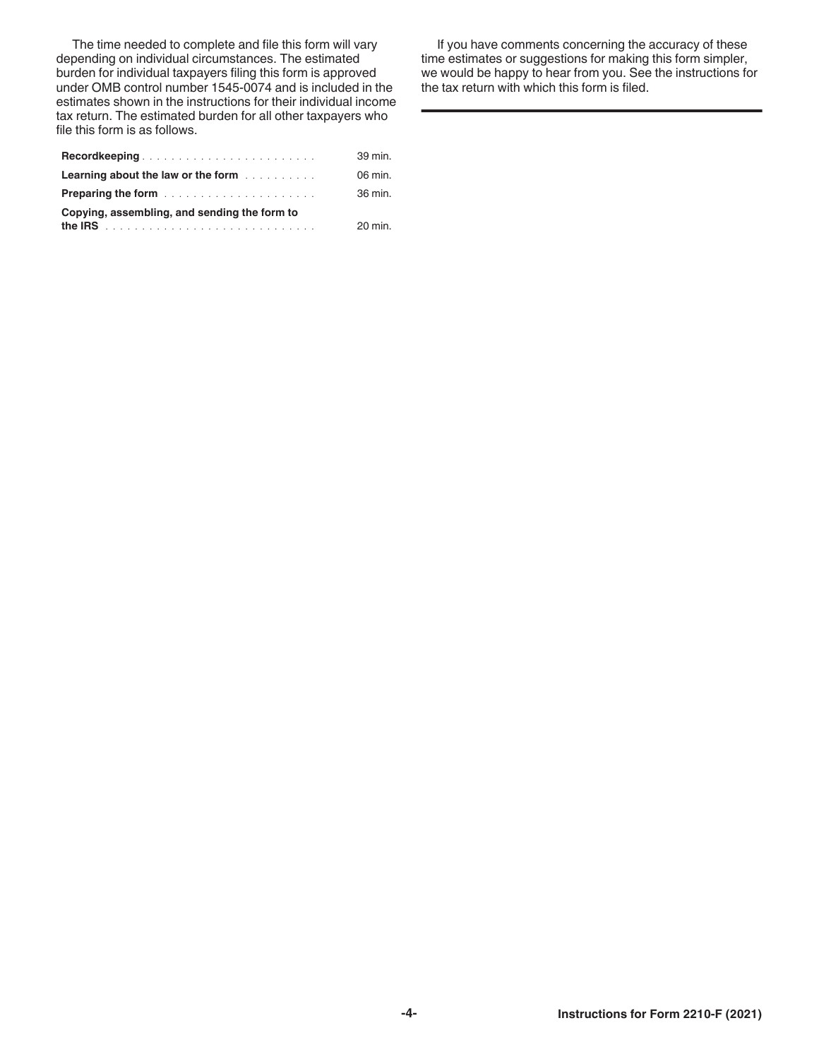The time needed to complete and file this form will vary depending on individual circumstances. The estimated burden for individual taxpayers filing this form is approved under OMB control number 1545-0074 and is included in the estimates shown in the instructions for their individual income tax return. The estimated burden for all other taxpayers who file this form is as follows.

| | |
|---|---|
| **Recordkeeping** | 39 min. |
| **Learning about the law or the form** | 06 min. |
| **Preparing the form** | 36 min. |
| **Copying, assembling, and sending the form to the IRS** | 20 min. |

If you have comments concerning the accuracy of these time estimates or suggestions for making this form simpler, we would be happy to hear from you. See the instructions for the tax return with which this form is filed.